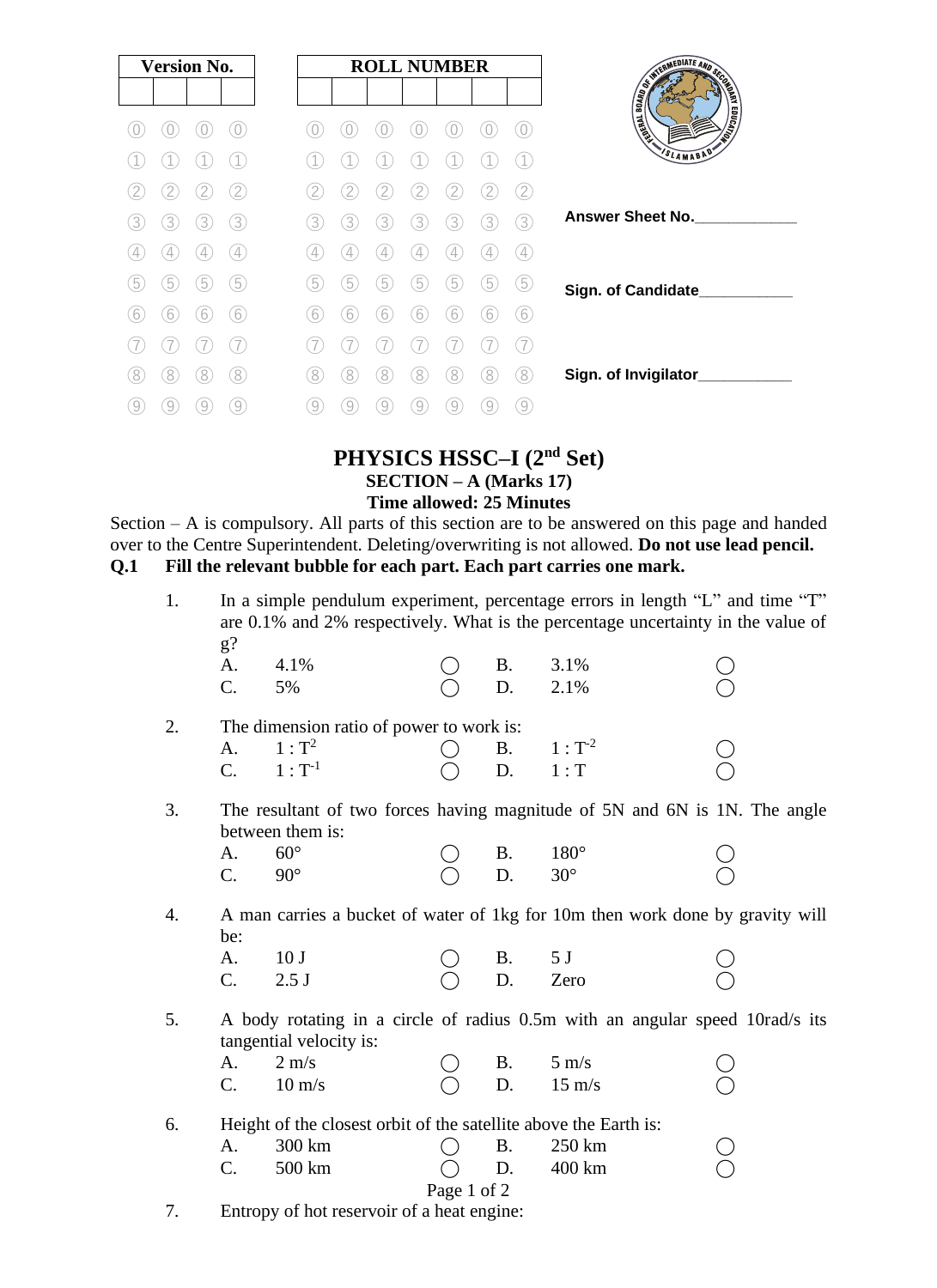| Version No. | | | |
|---|---|---|---|
| | | | |

| ROLL NUMBER | | | | | | |
|---|---|---|---|---|---|---|
| | | | | | | |

Answer Sheet No.____________

Sign. of Candidate___________

Sign. of Invigilator___________

# PHYSICS HSSC–I (2nd Set)

## SECTION – A (Marks 17)

### Time allowed: 25 Minutes

Section – A is compulsory. All parts of this section are to be answered on this page and handed over to the Centre Superintendent. Deleting/overwriting is not allowed. **Do not use lead pencil.**

**Q.1 Fill the relevant bubble for each part. Each part carries one mark.**

1. In a simple pendulum experiment, percentage errors in length "L" and time "T" are 0.1% and 2% respectively. What is the percentage uncertainty in the value of g?
   - A. 4.1% ◯
   - B. 3.1% ◯
   - C. 5% ◯
   - D. 2.1% ◯

2. The dimension ratio of power to work is:
   - A. $1 : T^2$ ◯
   - B. $1 : T^{-2}$ ◯
   - C. $1 : T^{-1}$ ◯
   - D. $1 : T$ ◯

3. The resultant of two forces having magnitude of 5N and 6N is 1N. The angle between them is:
   - A. 60° ◯
   - B. 180° ◯
   - C. 90° ◯
   - D. 30° ◯

4. A man carries a bucket of water of 1kg for 10m then work done by gravity will be:
   - A. 10 J ◯
   - B. 5 J ◯
   - C. 2.5 J ◯
   - D. Zero ◯

5. A body rotating in a circle of radius 0.5m with an angular speed 10rad/s its tangential velocity is:
   - A. 2 m/s ◯
   - B. 5 m/s ◯
   - C. 10 m/s ◯
   - D. 15 m/s ◯

6. Height of the closest orbit of the satellite above the Earth is:
   - A. 300 km ◯
   - B. 250 km ◯
   - C. 500 km ◯
   - D. 400 km ◯

7. Entropy of hot reservoir of a heat engine: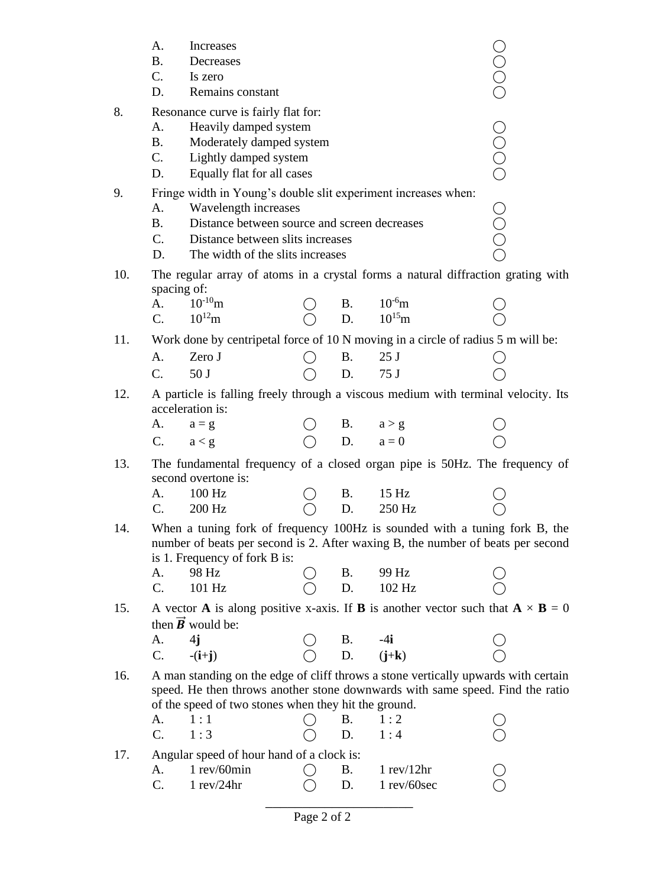A. Increases
B. Decreases
C. Is zero
D. Remains constant

8. Resonance curve is fairly flat for:
   A. Heavily damped system
   B. Moderately damped system
   C. Lightly damped system
   D. Equally flat for all cases

9. Fringe width in Young's double slit experiment increases when:
   A. Wavelength increases
   B. Distance between source and screen decreases
   C. Distance between slits increases
   D. The width of the slits increases

10. The regular array of atoms in a crystal forms a natural diffraction grating with spacing of:
    A. $10^{-10}$m
    B. $10^{-6}$m
    C. $10^{12}$m
    D. $10^{15}$m

11. Work done by centripetal force of 10 N moving in a circle of radius 5 m will be:
    A. Zero J
    B. 25 J
    C. 50 J
    D. 75 J

12. A particle is falling freely through a viscous medium with terminal velocity. Its acceleration is:
    A. $a = g$
    B. $a > g$
    C. $a < g$
    D. $a = 0$

13. The fundamental frequency of a closed organ pipe is 50Hz. The frequency of second overtone is:
    A. 100 Hz
    B. 15 Hz
    C. 200 Hz
    D. 250 Hz

14. When a tuning fork of frequency 100Hz is sounded with a tuning fork B, the number of beats per second is 2. After waxing B, the number of beats per second is 1. Frequency of fork B is:
    A. 98 Hz
    B. 99 Hz
    C. 101 Hz
    D. 102 Hz

15. A vector **A** is along positive x-axis. If **B** is another vector such that $\mathbf{A} \times \mathbf{B} = 0$ then $\vec{\boldsymbol{B}}$ would be:
    A. $4\mathbf{j}$
    B. $-4\mathbf{i}$
    C. $-(\mathbf{i}+\mathbf{j})$
    D. $(\mathbf{j}+\mathbf{k})$

16. A man standing on the edge of cliff throws a stone vertically upwards with certain speed. He then throws another stone downwards with same speed. Find the ratio of the speed of two stones when they hit the ground.
    A. 1 : 1
    B. 1 : 2
    C. 1 : 3
    D. 1 : 4

17. Angular speed of hour hand of a clock is:
    A. 1 rev/60min
    B. 1 rev/12hr
    C. 1 rev/24hr
    D. 1 rev/60sec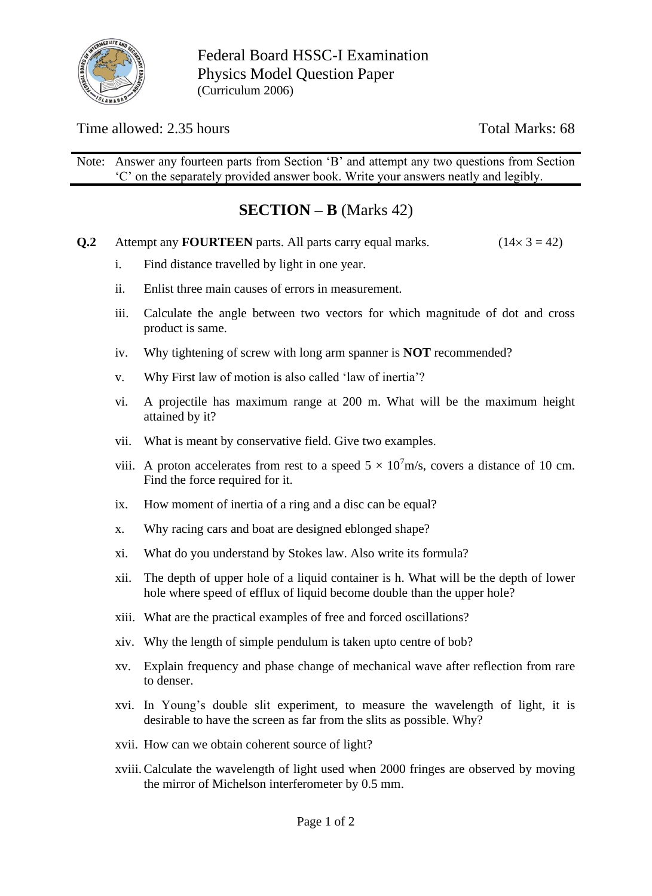Federal Board HSSC-I Examination
Physics Model Question Paper
(Curriculum 2006)

Time allowed: 2.35 hours | Total Marks: 68

Note: Answer any fourteen parts from Section 'B' and attempt any two questions from Section 'C' on the separately provided answer book. Write your answers neatly and legibly.

## SECTION – B (Marks 42)

**Q.2** Attempt any **FOURTEEN** parts. All parts carry equal marks. $(14\times 3 = 42)$

i. Find distance travelled by light in one year.

ii. Enlist three main causes of errors in measurement.

iii. Calculate the angle between two vectors for which magnitude of dot and cross product is same.

iv. Why tightening of screw with long arm spanner is **NOT** recommended?

v. Why First law of motion is also called 'law of inertia'?

vi. A projectile has maximum range at 200 m. What will be the maximum height attained by it?

vii. What is meant by conservative field. Give two examples.

viii. A proton accelerates from rest to a speed $5 \times 10^{7}$m/s, covers a distance of 10 cm. Find the force required for it.

ix. How moment of inertia of a ring and a disc can be equal?

x. Why racing cars and boat are designed eblonged shape?

xi. What do you understand by Stokes law. Also write its formula?

xii. The depth of upper hole of a liquid container is h. What will be the depth of lower hole where speed of efflux of liquid become double than the upper hole?

xiii. What are the practical examples of free and forced oscillations?

xiv. Why the length of simple pendulum is taken upto centre of bob?

xv. Explain frequency and phase change of mechanical wave after reflection from rare to denser.

xvi. In Young's double slit experiment, to measure the wavelength of light, it is desirable to have the screen as far from the slits as possible. Why?

xvii. How can we obtain coherent source of light?

xviii. Calculate the wavelength of light used when 2000 fringes are observed by moving the mirror of Michelson interferometer by 0.5 mm.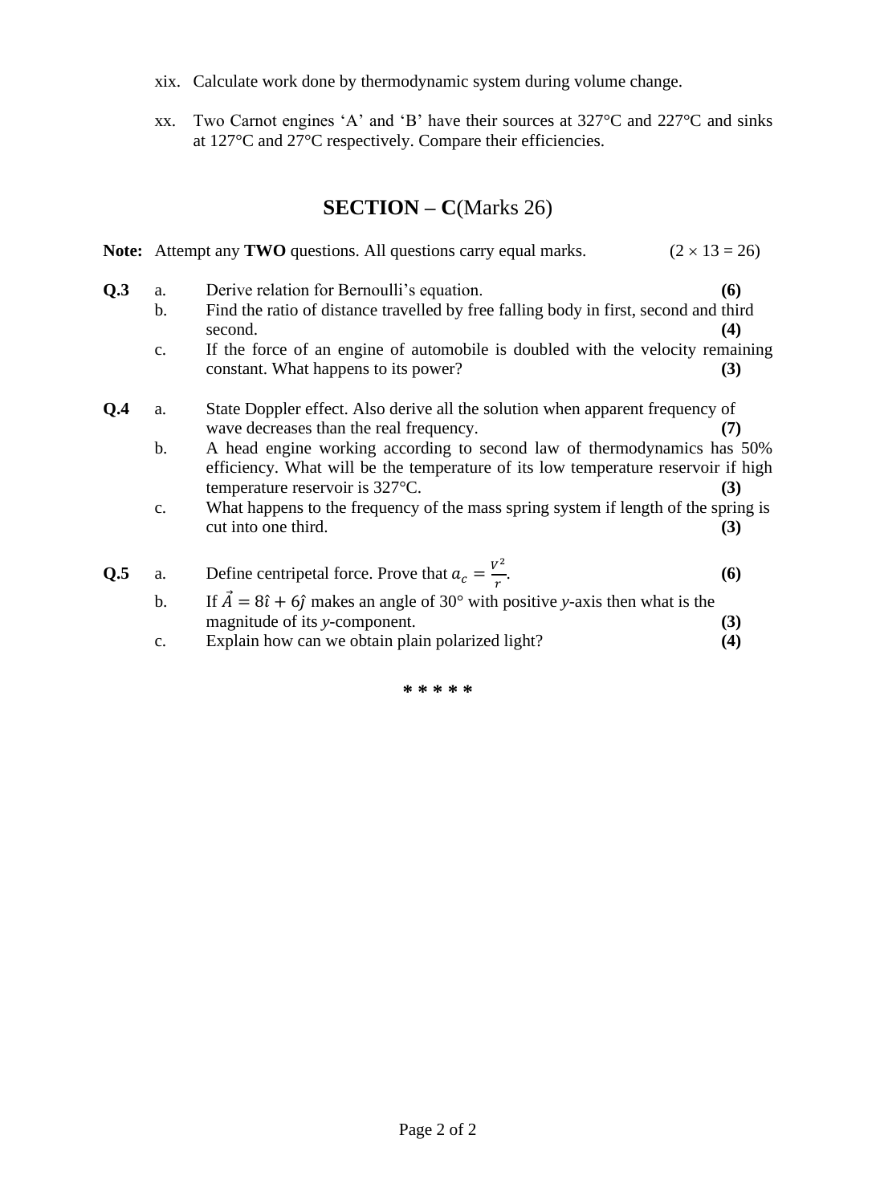xix. Calculate work done by thermodynamic system during volume change.

xx. Two Carnot engines 'A' and 'B' have their sources at 327°C and 227°C and sinks at 127°C and 27°C respectively. Compare their efficiencies.

## SECTION – C(Marks 26)

**Note:** Attempt any **TWO** questions. All questions carry equal marks. (2 × 13 = 26)

**Q.3**

a. Derive relation for Bernoulli's equation. **(6)**

b. Find the ratio of distance travelled by free falling body in first, second and third second. **(4)**

c. If the force of an engine of automobile is doubled with the velocity remaining constant. What happens to its power? **(3)**

**Q.4**

a. State Doppler effect. Also derive all the solution when apparent frequency of wave decreases than the real frequency. **(7)**

b. A head engine working according to second law of thermodynamics has 50% efficiency. What will be the temperature of its low temperature reservoir if high temperature reservoir is 327°C. **(3)**

c. What happens to the frequency of the mass spring system if length of the spring is cut into one third. **(3)**

**Q.5**

a. Define centripetal force. Prove that $a_c = \frac{V^2}{r}$. **(6)**

b. If $\vec{A} = 8\hat{\imath} + 6\hat{\jmath}$ makes an angle of 30° with positive *y*-axis then what is the magnitude of its *y*-component. **(3)**

c. Explain how can we obtain plain polarized light? **(4)**

\* \* \* \* \*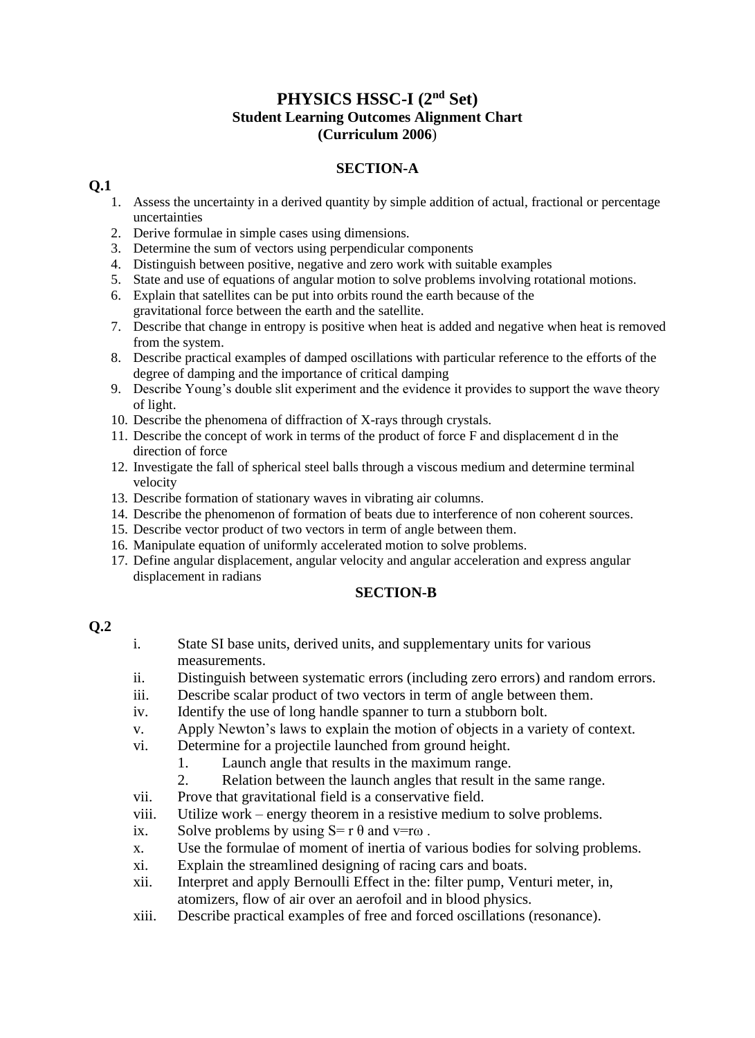# PHYSICS HSSC-I (2nd Set)

## Student Learning Outcomes Alignment Chart

## (Curriculum 2006)

### SECTION-A

**Q.1**

1. Assess the uncertainty in a derived quantity by simple addition of actual, fractional or percentage uncertainties
2. Derive formulae in simple cases using dimensions.
3. Determine the sum of vectors using perpendicular components
4. Distinguish between positive, negative and zero work with suitable examples
5. State and use of equations of angular motion to solve problems involving rotational motions.
6. Explain that satellites can be put into orbits round the earth because of the gravitational force between the earth and the satellite.
7. Describe that change in entropy is positive when heat is added and negative when heat is removed from the system.
8. Describe practical examples of damped oscillations with particular reference to the efforts of the degree of damping and the importance of critical damping
9. Describe Young's double slit experiment and the evidence it provides to support the wave theory of light.
10. Describe the phenomena of diffraction of X-rays through crystals.
11. Describe the concept of work in terms of the product of force F and displacement d in the direction of force
12. Investigate the fall of spherical steel balls through a viscous medium and determine terminal velocity
13. Describe formation of stationary waves in vibrating air columns.
14. Describe the phenomenon of formation of beats due to interference of non coherent sources.
15. Describe vector product of two vectors in term of angle between them.
16. Manipulate equation of uniformly accelerated motion to solve problems.
17. Define angular displacement, angular velocity and angular acceleration and express angular displacement in radians

### SECTION-B

**Q.2**

- i. State SI base units, derived units, and supplementary units for various measurements.
- ii. Distinguish between systematic errors (including zero errors) and random errors.
- iii. Describe scalar product of two vectors in term of angle between them.
- iv. Identify the use of long handle spanner to turn a stubborn bolt.
- v. Apply Newton's laws to explain the motion of objects in a variety of context.
- vi. Determine for a projectile launched from ground height.
  1. Launch angle that results in the maximum range.
  2. Relation between the launch angles that result in the same range.
- vii. Prove that gravitational field is a conservative field.
- viii. Utilize work – energy theorem in a resistive medium to solve problems.
- ix. Solve problems by using $S = r\,\theta$ and $v = r\omega$ .
- x. Use the formulae of moment of inertia of various bodies for solving problems.
- xi. Explain the streamlined designing of racing cars and boats.
- xii. Interpret and apply Bernoulli Effect in the: filter pump, Venturi meter, in, atomizers, flow of air over an aerofoil and in blood physics.
- xiii. Describe practical examples of free and forced oscillations (resonance).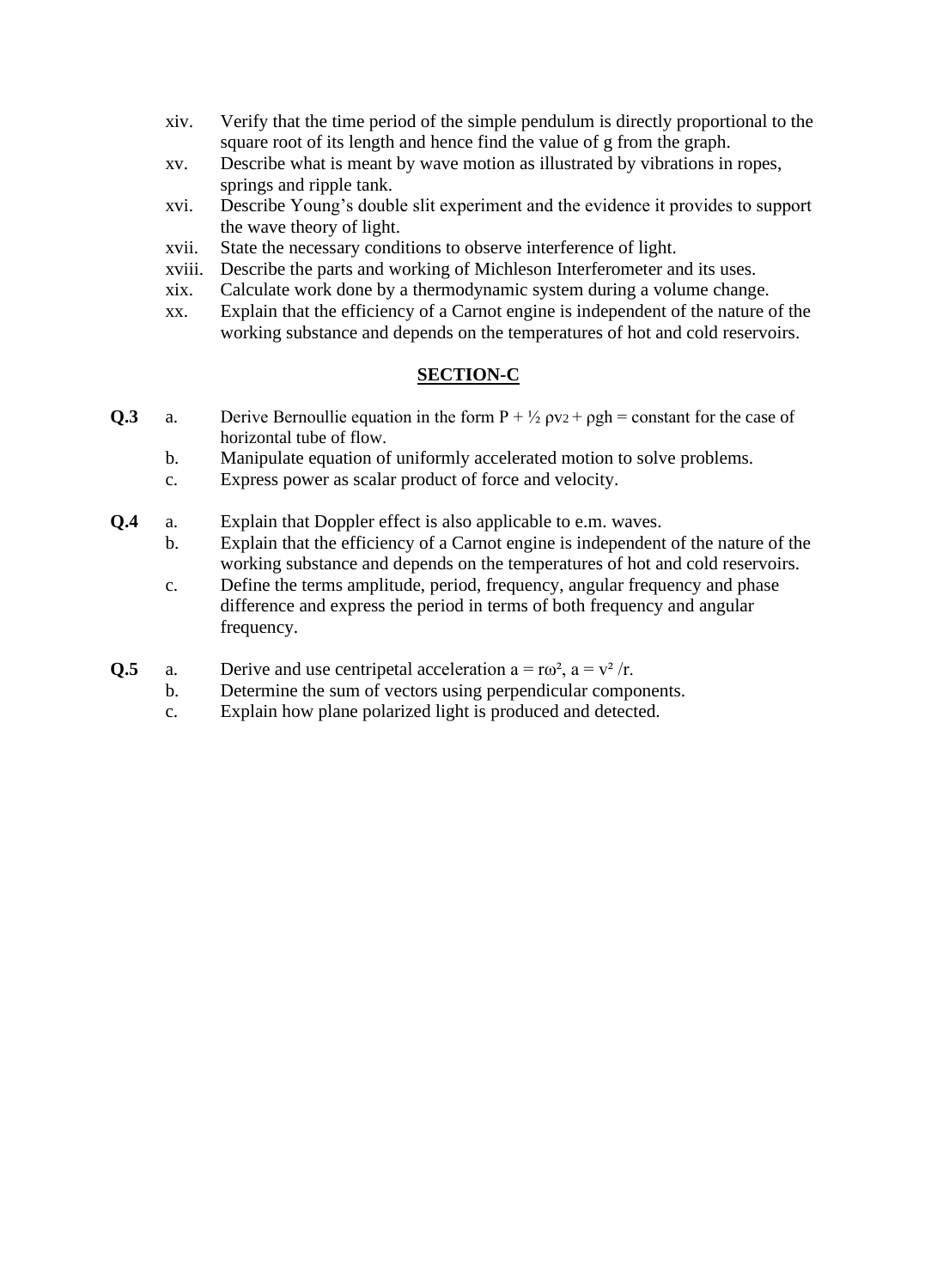xiv. Verify that the time period of the simple pendulum is directly proportional to the square root of its length and hence find the value of g from the graph.

xv. Describe what is meant by wave motion as illustrated by vibrations in ropes, springs and ripple tank.

xvi. Describe Young's double slit experiment and the evidence it provides to support the wave theory of light.

xvii. State the necessary conditions to observe interference of light.

xviii. Describe the parts and working of Michleson Interferometer and its uses.

xix. Calculate work done by a thermodynamic system during a volume change.

xx. Explain that the efficiency of a Carnot engine is independent of the nature of the working substance and depends on the temperatures of hot and cold reservoirs.

## SECTION-C

**Q.3**

a. Derive Bernoullie equation in the form $P + \frac{1}{2} \rho v_2 + \rho gh$ = constant for the case of horizontal tube of flow.

b. Manipulate equation of uniformly accelerated motion to solve problems.

c. Express power as scalar product of force and velocity.

**Q.4**

a. Explain that Doppler effect is also applicable to e.m. waves.

b. Explain that the efficiency of a Carnot engine is independent of the nature of the working substance and depends on the temperatures of hot and cold reservoirs.

c. Define the terms amplitude, period, frequency, angular frequency and phase difference and express the period in terms of both frequency and angular frequency.

**Q.5**

a. Derive and use centripetal acceleration $a = r\omega^2$, $a = v^2/r$.

b. Determine the sum of vectors using perpendicular components.

c. Explain how plane polarized light is produced and detected.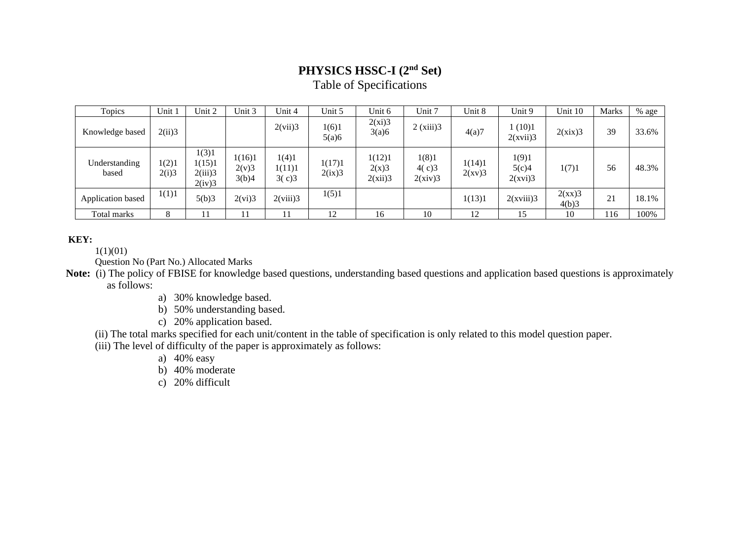## PHYSICS HSSC-I (2nd Set)

### Table of Specifications

| Topics | Unit 1 | Unit 2 | Unit 3 | Unit 4 | Unit 5 | Unit 6 | Unit 7 | Unit 8 | Unit 9 | Unit 10 | Marks | % age |
|---|---|---|---|---|---|---|---|---|---|---|---|---|
| Knowledge based | 2(ii)3 | | | 2(vii)3 | 1(6)1 5(a)6 | 2(xi)3 3(a)6 | 2 (xiii)3 | 4(a)7 | 1 (10)1 2(xvii)3 | 2(xix)3 | 39 | 33.6% |
| Understanding based | 1(2)1 2(i)3 | 1(3)1 1(15)1 2(iii)3 2(iv)3 | 1(16)1 2(v)3 3(b)4 | 1(4)1 1(11)1 3( c)3 | 1(17)1 2(ix)3 | 1(12)1 2(x)3 2(xii)3 | 1(8)1 4( c)3 2(xiv)3 | 1(14)1 2(xv)3 | 1(9)1 5(c)4 2(xvi)3 | 1(7)1 | 56 | 48.3% |
| Application based | 1(1)1 | 5(b)3 | 2(vi)3 | 2(viii)3 | 1(5)1 | | | 1(13)1 | 2(xviii)3 | 2(xx)3 4(b)3 | 21 | 18.1% |
| Total marks | 8 | 11 | 11 | 11 | 12 | 16 | 10 | 12 | 15 | 10 | 116 | 100% |

**KEY:**

1(1)(01)

Question No (Part No.) Allocated Marks

**Note:** (i) The policy of FBISE for knowledge based questions, understanding based questions and application based questions is approximately as follows:

a) 30% knowledge based.
b) 50% understanding based.
c) 20% application based.

(ii) The total marks specified for each unit/content in the table of specification is only related to this model question paper.

(iii) The level of difficulty of the paper is approximately as follows:

a) 40% easy
b) 40% moderate
c) 20% difficult